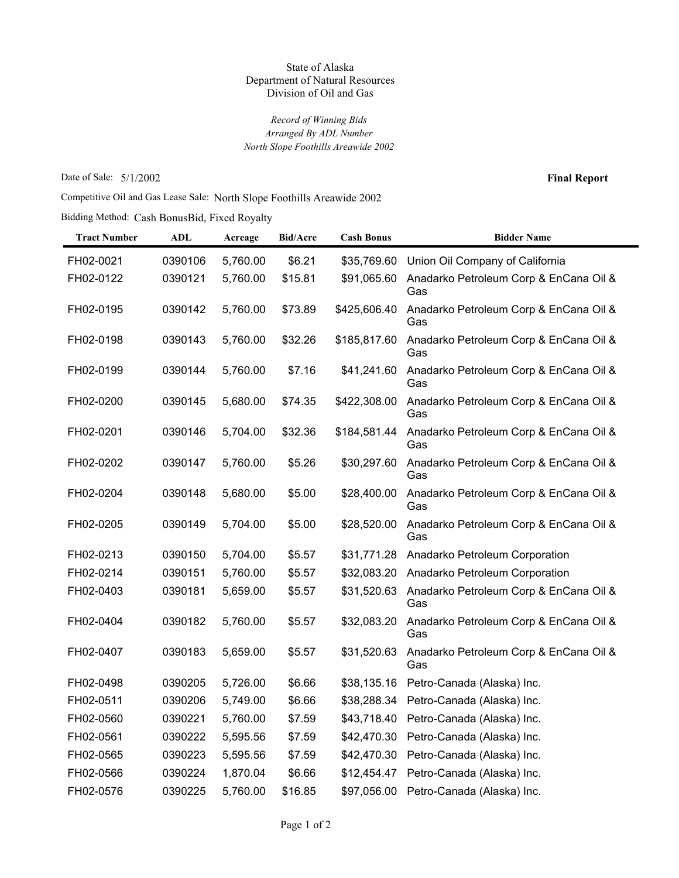State of Alaska
Department of Natural Resources
Division of Oil and Gas

*Record of Winning Bids*
*Arranged By ADL Number*
*North Slope Foothills Areawide 2002*

Date of Sale: 5/1/2002 **Final Report**

Competitive Oil and Gas Lease Sale: North Slope Foothills Areawide 2002

Bidding Method: Cash BonusBid, Fixed Royalty

| Tract Number | ADL | Acreage | Bid/Acre | Cash Bonus | Bidder Name |
|---|---|---|---|---|---|
| FH02-0021 | 0390106 | 5,760.00 | $6.21 | $35,769.60 | Union Oil Company of California |
| FH02-0122 | 0390121 | 5,760.00 | $15.81 | $91,065.60 | Anadarko Petroleum Corp & EnCana Oil & Gas |
| FH02-0195 | 0390142 | 5,760.00 | $73.89 | $425,606.40 | Anadarko Petroleum Corp & EnCana Oil & Gas |
| FH02-0198 | 0390143 | 5,760.00 | $32.26 | $185,817.60 | Anadarko Petroleum Corp & EnCana Oil & Gas |
| FH02-0199 | 0390144 | 5,760.00 | $7.16 | $41,241.60 | Anadarko Petroleum Corp & EnCana Oil & Gas |
| FH02-0200 | 0390145 | 5,680.00 | $74.35 | $422,308.00 | Anadarko Petroleum Corp & EnCana Oil & Gas |
| FH02-0201 | 0390146 | 5,704.00 | $32.36 | $184,581.44 | Anadarko Petroleum Corp & EnCana Oil & Gas |
| FH02-0202 | 0390147 | 5,760.00 | $5.26 | $30,297.60 | Anadarko Petroleum Corp & EnCana Oil & Gas |
| FH02-0204 | 0390148 | 5,680.00 | $5.00 | $28,400.00 | Anadarko Petroleum Corp & EnCana Oil & Gas |
| FH02-0205 | 0390149 | 5,704.00 | $5.00 | $28,520.00 | Anadarko Petroleum Corp & EnCana Oil & Gas |
| FH02-0213 | 0390150 | 5,704.00 | $5.57 | $31,771.28 | Anadarko Petroleum Corporation |
| FH02-0214 | 0390151 | 5,760.00 | $5.57 | $32,083.20 | Anadarko Petroleum Corporation |
| FH02-0403 | 0390181 | 5,659.00 | $5.57 | $31,520.63 | Anadarko Petroleum Corp & EnCana Oil & Gas |
| FH02-0404 | 0390182 | 5,760.00 | $5.57 | $32,083.20 | Anadarko Petroleum Corp & EnCana Oil & Gas |
| FH02-0407 | 0390183 | 5,659.00 | $5.57 | $31,520.63 | Anadarko Petroleum Corp & EnCana Oil & Gas |
| FH02-0498 | 0390205 | 5,726.00 | $6.66 | $38,135.16 | Petro-Canada (Alaska) Inc. |
| FH02-0511 | 0390206 | 5,749.00 | $6.66 | $38,288.34 | Petro-Canada (Alaska) Inc. |
| FH02-0560 | 0390221 | 5,760.00 | $7.59 | $43,718.40 | Petro-Canada (Alaska) Inc. |
| FH02-0561 | 0390222 | 5,595.56 | $7.59 | $42,470.30 | Petro-Canada (Alaska) Inc. |
| FH02-0565 | 0390223 | 5,595.56 | $7.59 | $42,470.30 | Petro-Canada (Alaska) Inc. |
| FH02-0566 | 0390224 | 1,870.04 | $6.66 | $12,454.47 | Petro-Canada (Alaska) Inc. |
| FH02-0576 | 0390225 | 5,760.00 | $16.85 | $97,056.00 | Petro-Canada (Alaska) Inc. |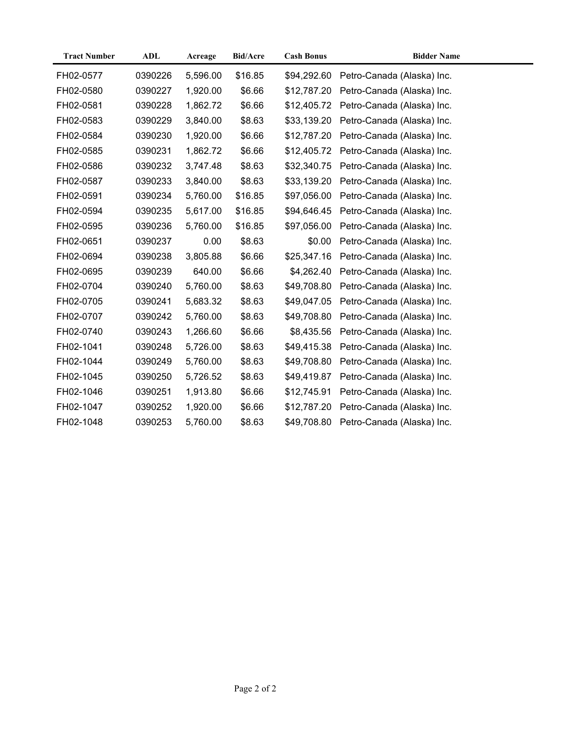| Tract Number | ADL | Acreage | Bid/Acre | Cash Bonus | Bidder Name |
|---|---|---|---|---|---|
| FH02-0577 | 0390226 | 5,596.00 | $16.85 | $94,292.60 | Petro-Canada (Alaska) Inc. |
| FH02-0580 | 0390227 | 1,920.00 | $6.66 | $12,787.20 | Petro-Canada (Alaska) Inc. |
| FH02-0581 | 0390228 | 1,862.72 | $6.66 | $12,405.72 | Petro-Canada (Alaska) Inc. |
| FH02-0583 | 0390229 | 3,840.00 | $8.63 | $33,139.20 | Petro-Canada (Alaska) Inc. |
| FH02-0584 | 0390230 | 1,920.00 | $6.66 | $12,787.20 | Petro-Canada (Alaska) Inc. |
| FH02-0585 | 0390231 | 1,862.72 | $6.66 | $12,405.72 | Petro-Canada (Alaska) Inc. |
| FH02-0586 | 0390232 | 3,747.48 | $8.63 | $32,340.75 | Petro-Canada (Alaska) Inc. |
| FH02-0587 | 0390233 | 3,840.00 | $8.63 | $33,139.20 | Petro-Canada (Alaska) Inc. |
| FH02-0591 | 0390234 | 5,760.00 | $16.85 | $97,056.00 | Petro-Canada (Alaska) Inc. |
| FH02-0594 | 0390235 | 5,617.00 | $16.85 | $94,646.45 | Petro-Canada (Alaska) Inc. |
| FH02-0595 | 0390236 | 5,760.00 | $16.85 | $97,056.00 | Petro-Canada (Alaska) Inc. |
| FH02-0651 | 0390237 | 0.00 | $8.63 | $0.00 | Petro-Canada (Alaska) Inc. |
| FH02-0694 | 0390238 | 3,805.88 | $6.66 | $25,347.16 | Petro-Canada (Alaska) Inc. |
| FH02-0695 | 0390239 | 640.00 | $6.66 | $4,262.40 | Petro-Canada (Alaska) Inc. |
| FH02-0704 | 0390240 | 5,760.00 | $8.63 | $49,708.80 | Petro-Canada (Alaska) Inc. |
| FH02-0705 | 0390241 | 5,683.32 | $8.63 | $49,047.05 | Petro-Canada (Alaska) Inc. |
| FH02-0707 | 0390242 | 5,760.00 | $8.63 | $49,708.80 | Petro-Canada (Alaska) Inc. |
| FH02-0740 | 0390243 | 1,266.60 | $6.66 | $8,435.56 | Petro-Canada (Alaska) Inc. |
| FH02-1041 | 0390248 | 5,726.00 | $8.63 | $49,415.38 | Petro-Canada (Alaska) Inc. |
| FH02-1044 | 0390249 | 5,760.00 | $8.63 | $49,708.80 | Petro-Canada (Alaska) Inc. |
| FH02-1045 | 0390250 | 5,726.52 | $8.63 | $49,419.87 | Petro-Canada (Alaska) Inc. |
| FH02-1046 | 0390251 | 1,913.80 | $6.66 | $12,745.91 | Petro-Canada (Alaska) Inc. |
| FH02-1047 | 0390252 | 1,920.00 | $6.66 | $12,787.20 | Petro-Canada (Alaska) Inc. |
| FH02-1048 | 0390253 | 5,760.00 | $8.63 | $49,708.80 | Petro-Canada (Alaska) Inc. |